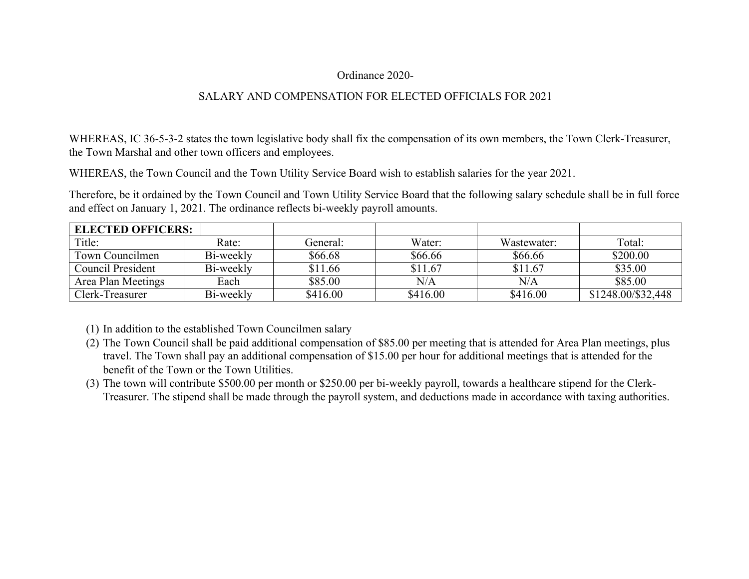Ordinance 2020-

SALARY AND COMPENSATION FOR ELECTED OFFICIALS FOR 2021

WHEREAS, IC 36-5-3-2 states the town legislative body shall fix the compensation of its own members, the Town Clerk-Treasurer, the Town Marshal and other town officers and employees.

WHEREAS, the Town Council and the Town Utility Service Board wish to establish salaries for the year 2021.

Therefore, be it ordained by the Town Council and Town Utility Service Board that the following salary schedule shall be in full force and effect on January 1, 2021. The ordinance reflects bi-weekly payroll amounts.

| **ELECTED OFFICERS:** | | | | | |
|---|---|---|---|---|---|
| Title: | Rate: | General: | Water: | Wastewater: | Total: |
| Town Councilmen | Bi-weekly | $66.68 | $66.66 | $66.66 | $200.00 |
| Council President | Bi-weekly | $11.66 | $11.67 | $11.67 | $35.00 |
| Area Plan Meetings | Each | $85.00 | N/A | N/A | $85.00 |
| Clerk-Treasurer | Bi-weekly | $416.00 | $416.00 | $416.00 | $1248.00/$32,448 |

(1) In addition to the established Town Councilmen salary
(2) The Town Council shall be paid additional compensation of $85.00 per meeting that is attended for Area Plan meetings, plus travel. The Town shall pay an additional compensation of $15.00 per hour for additional meetings that is attended for the benefit of the Town or the Town Utilities.
(3) The town will contribute $500.00 per month or $250.00 per bi-weekly payroll, towards a healthcare stipend for the Clerk-Treasurer. The stipend shall be made through the payroll system, and deductions made in accordance with taxing authorities.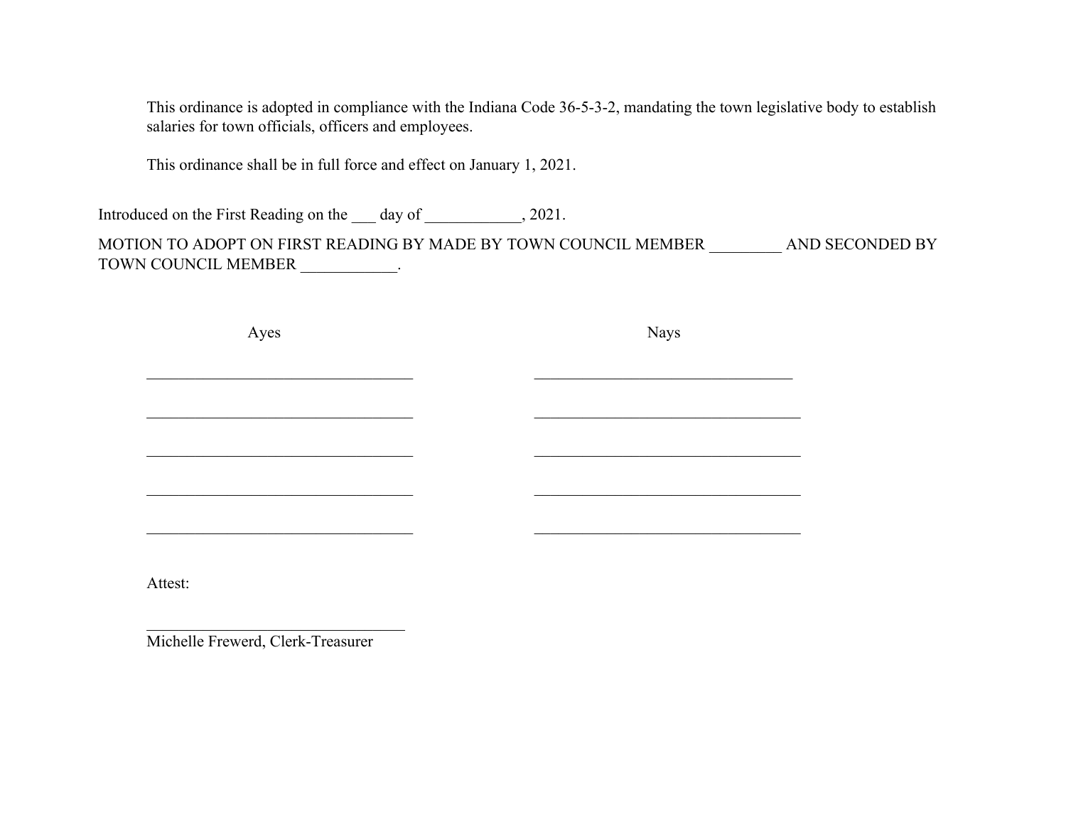This ordinance is adopted in compliance with the Indiana Code 36-5-3-2, mandating the town legislative body to establish salaries for town officials, officers and employees.

This ordinance shall be in full force and effect on January 1, 2021.

Introduced on the First Reading on the ___ day of ____________, 2021.

MOTION TO ADOPT ON FIRST READING BY MADE BY TOWN COUNCIL MEMBER _________ AND SECONDED BY TOWN COUNCIL MEMBER ____________.

| Ayes | Nays |
|---|---|
| __________________________________ | _________________________________ |
| __________________________________ | __________________________________ |
| __________________________________ | __________________________________ |
| __________________________________ | __________________________________ |
| __________________________________ | __________________________________ |

Attest:

_________________________________
Michelle Frewerd, Clerk-Treasurer